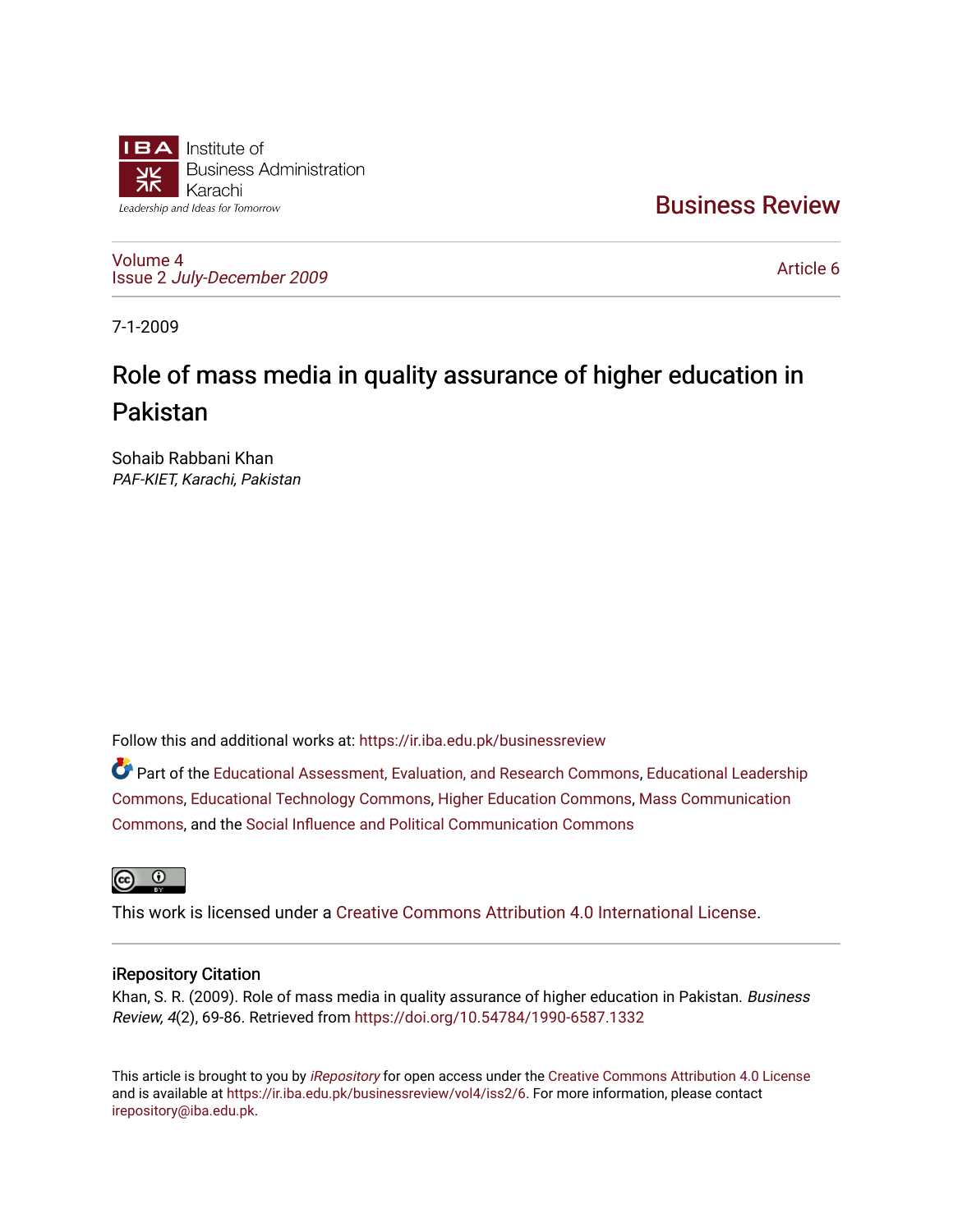Institute of Business Administration Karachi

Leadership and Ideas for Tomorrow

# Business Review

Volume 4
Issue 2 *July-December 2009*

Article 6

7-1-2009

# Role of mass media in quality assurance of higher education in Pakistan

Sohaib Rabbani Khan
*PAF-KIET, Karachi, Pakistan*

Follow this and additional works at: https://ir.iba.edu.pk/businessreview

Part of the Educational Assessment, Evaluation, and Research Commons, Educational Leadership Commons, Educational Technology Commons, Higher Education Commons, Mass Communication Commons, and the Social Influence and Political Communication Commons

This work is licensed under a Creative Commons Attribution 4.0 International License.

## iRepository Citation

Khan, S. R. (2009). Role of mass media in quality assurance of higher education in Pakistan. *Business Review, 4*(2), 69-86. Retrieved from https://doi.org/10.54784/1990-6587.1332

This article is brought to you by *iRepository* for open access under the Creative Commons Attribution 4.0 License and is available at https://ir.iba.edu.pk/businessreview/vol4/iss2/6. For more information, please contact irepository@iba.edu.pk.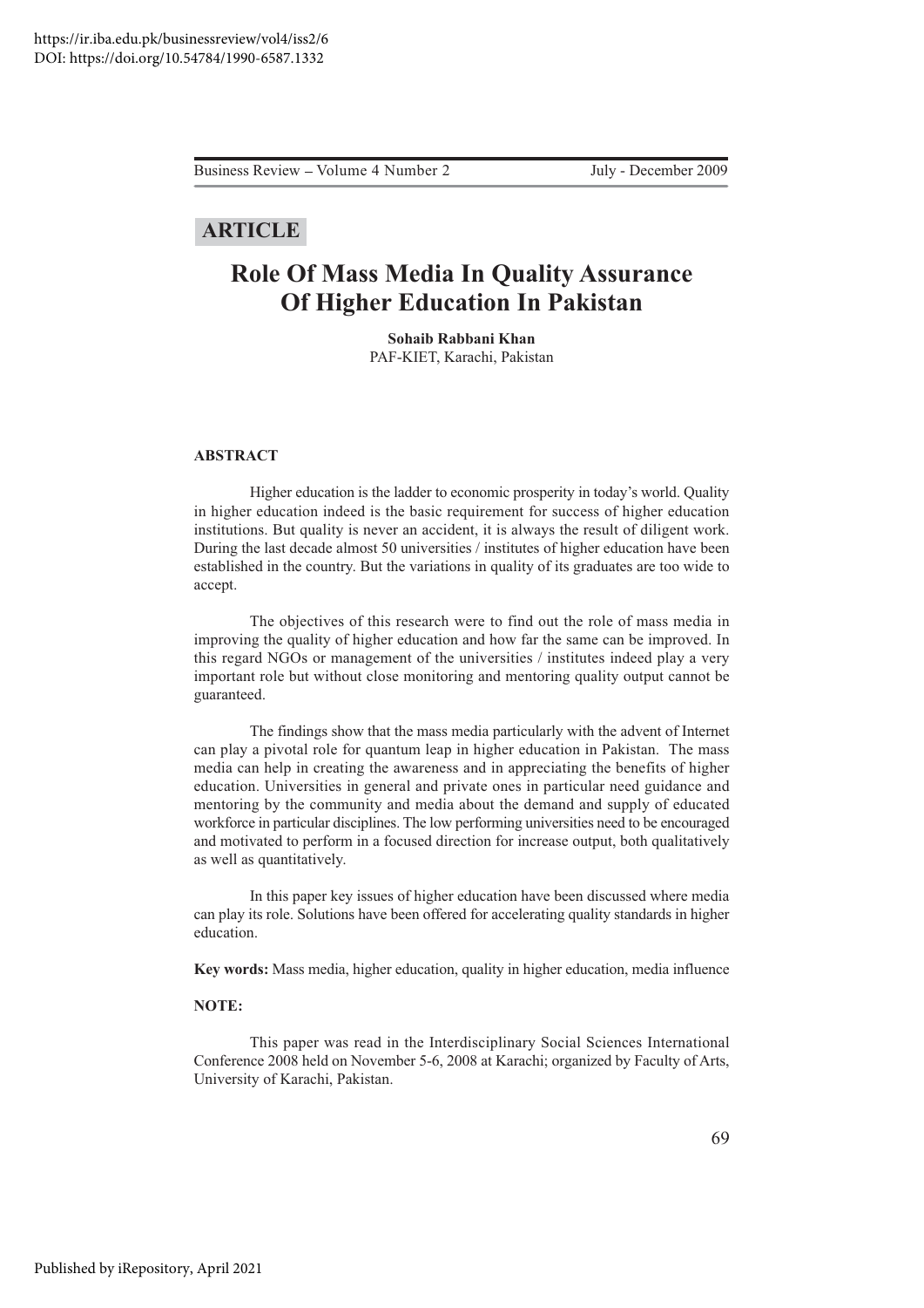## ARTICLE

# Role Of Mass Media In Quality Assurance Of Higher Education In Pakistan

**Sohaib Rabbani Khan**
PAF-KIET, Karachi, Pakistan

**ABSTRACT**

Higher education is the ladder to economic prosperity in today's world. Quality in higher education indeed is the basic requirement for success of higher education institutions. But quality is never an accident, it is always the result of diligent work. During the last decade almost 50 universities / institutes of higher education have been established in the country. But the variations in quality of its graduates are too wide to accept.

The objectives of this research were to find out the role of mass media in improving the quality of higher education and how far the same can be improved. In this regard NGOs or management of the universities / institutes indeed play a very important role but without close monitoring and mentoring quality output cannot be guaranteed.

The findings show that the mass media particularly with the advent of Internet can play a pivotal role for quantum leap in higher education in Pakistan. The mass media can help in creating the awareness and in appreciating the benefits of higher education. Universities in general and private ones in particular need guidance and mentoring by the community and media about the demand and supply of educated workforce in particular disciplines. The low performing universities need to be encouraged and motivated to perform in a focused direction for increase output, both qualitatively as well as quantitatively.

In this paper key issues of higher education have been discussed where media can play its role. Solutions have been offered for accelerating quality standards in higher education.

**Key words:** Mass media, higher education, quality in higher education, media influence

**NOTE:**

This paper was read in the Interdisciplinary Social Sciences International Conference 2008 held on November 5-6, 2008 at Karachi; organized by Faculty of Arts, University of Karachi, Pakistan.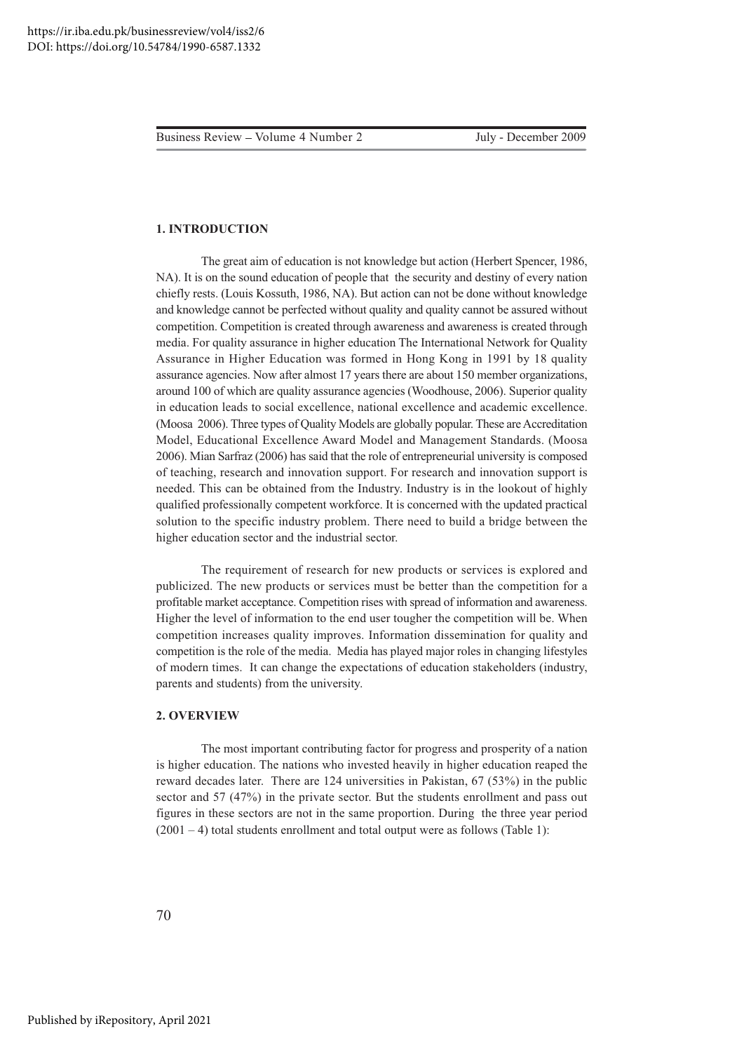## 1. INTRODUCTION

The great aim of education is not knowledge but action (Herbert Spencer, 1986, NA). It is on the sound education of people that the security and destiny of every nation chiefly rests. (Louis Kossuth, 1986, NA). But action can not be done without knowledge and knowledge cannot be perfected without quality and quality cannot be assured without competition. Competition is created through awareness and awareness is created through media. For quality assurance in higher education The International Network for Quality Assurance in Higher Education was formed in Hong Kong in 1991 by 18 quality assurance agencies. Now after almost 17 years there are about 150 member organizations, around 100 of which are quality assurance agencies (Woodhouse, 2006). Superior quality in education leads to social excellence, national excellence and academic excellence. (Moosa 2006). Three types of Quality Models are globally popular. These are Accreditation Model, Educational Excellence Award Model and Management Standards. (Moosa 2006). Mian Sarfraz (2006) has said that the role of entrepreneurial university is composed of teaching, research and innovation support. For research and innovation support is needed. This can be obtained from the Industry. Industry is in the lookout of highly qualified professionally competent workforce. It is concerned with the updated practical solution to the specific industry problem. There need to build a bridge between the higher education sector and the industrial sector.

The requirement of research for new products or services is explored and publicized. The new products or services must be better than the competition for a profitable market acceptance. Competition rises with spread of information and awareness. Higher the level of information to the end user tougher the competition will be. When competition increases quality improves. Information dissemination for quality and competition is the role of the media. Media has played major roles in changing lifestyles of modern times. It can change the expectations of education stakeholders (industry, parents and students) from the university.

## 2. OVERVIEW

The most important contributing factor for progress and prosperity of a nation is higher education. The nations who invested heavily in higher education reaped the reward decades later. There are 124 universities in Pakistan, 67 (53%) in the public sector and 57 (47%) in the private sector. But the students enrollment and pass out figures in these sectors are not in the same proportion. During the three year period (2001 – 4) total students enrollment and total output were as follows (Table 1):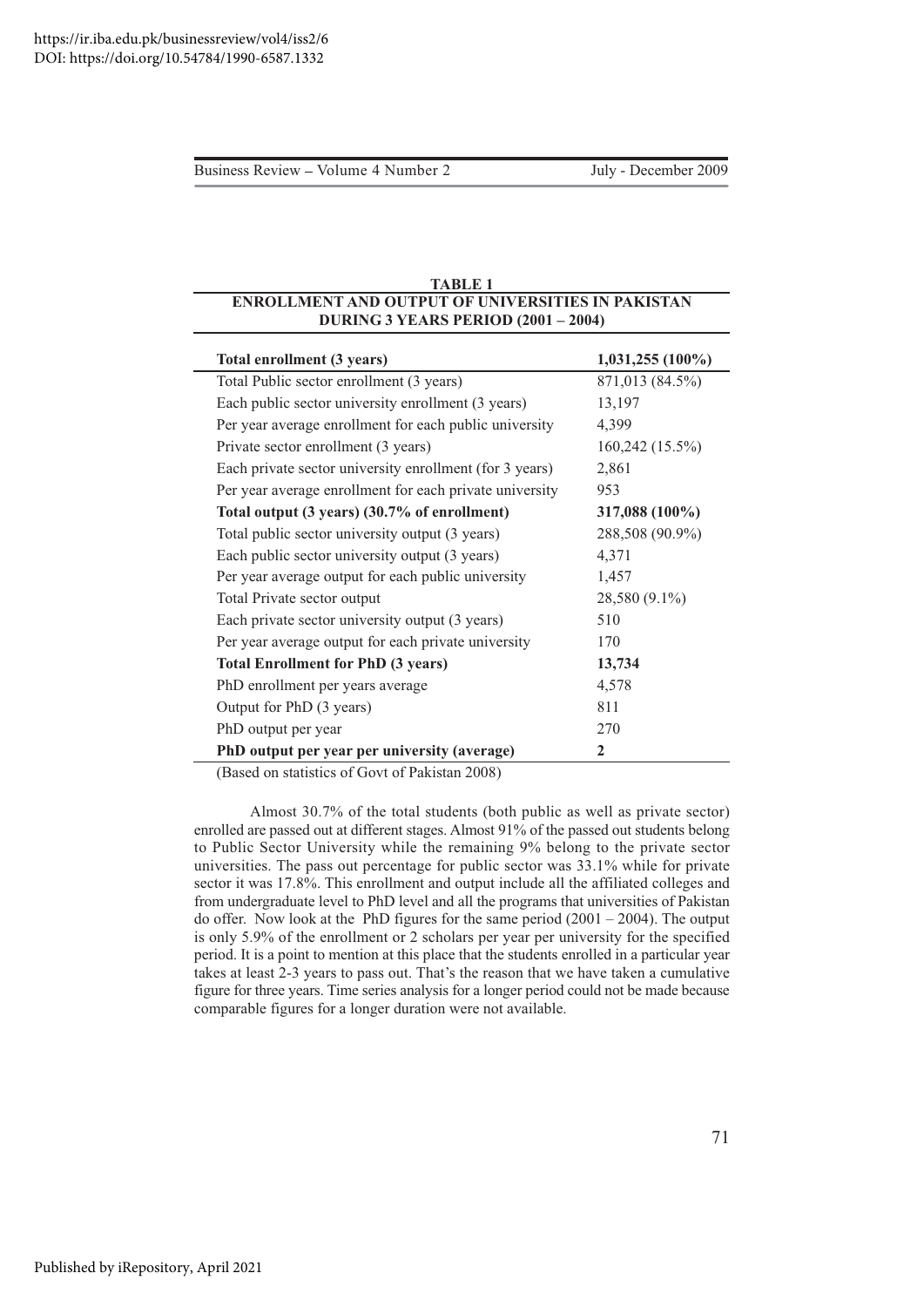**TABLE 1**
**ENROLLMENT AND OUTPUT OF UNIVERSITIES IN PAKISTAN DURING 3 YEARS PERIOD (2001 – 2004)**

| **Total enrollment (3 years)** | **1,031,255 (100%)** |
|---|---|
| Total Public sector enrollment (3 years) | 871,013 (84.5%) |
| Each public sector university enrollment (3 years) | 13,197 |
| Per year average enrollment for each public university | 4,399 |
| Private sector enrollment (3 years) | 160,242 (15.5%) |
| Each private sector university enrollment (for 3 years) | 2,861 |
| Per year average enrollment for each private university | 953 |
| **Total output (3 years) (30.7% of enrollment)** | **317,088 (100%)** |
| Total public sector university output (3 years) | 288,508 (90.9%) |
| Each public sector university output (3 years) | 4,371 |
| Per year average output for each public university | 1,457 |
| Total Private sector output | 28,580 (9.1%) |
| Each private sector university output (3 years) | 510 |
| Per year average output for each private university | 170 |
| **Total Enrollment for PhD (3 years)** | **13,734** |
| PhD enrollment per years average | 4,578 |
| Output for PhD (3 years) | 811 |
| PhD output per year | 270 |
| **PhD output per year per university (average)** | **2** |

(Based on statistics of Govt of Pakistan 2008)

Almost 30.7% of the total students (both public as well as private sector) enrolled are passed out at different stages. Almost 91% of the passed out students belong to Public Sector University while the remaining 9% belong to the private sector universities. The pass out percentage for public sector was 33.1% while for private sector it was 17.8%. This enrollment and output include all the affiliated colleges and from undergraduate level to PhD level and all the programs that universities of Pakistan do offer. Now look at the PhD figures for the same period (2001 – 2004). The output is only 5.9% of the enrollment or 2 scholars per year per university for the specified period. It is a point to mention at this place that the students enrolled in a particular year takes at least 2-3 years to pass out. That's the reason that we have taken a cumulative figure for three years. Time series analysis for a longer period could not be made because comparable figures for a longer duration were not available.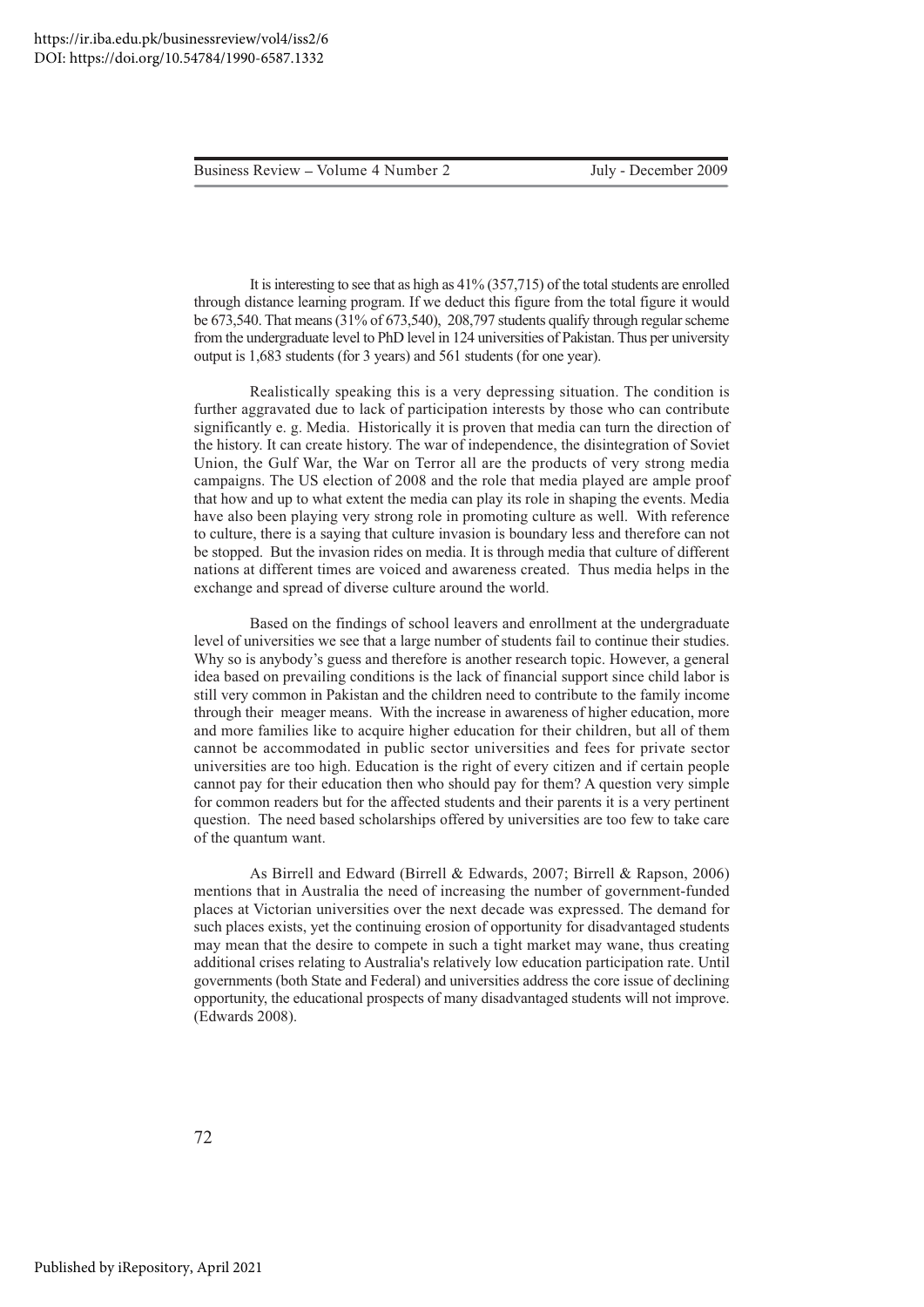It is interesting to see that as high as 41% (357,715) of the total students are enrolled through distance learning program. If we deduct this figure from the total figure it would be 673,540. That means (31% of 673,540), 208,797 students qualify through regular scheme from the undergraduate level to PhD level in 124 universities of Pakistan. Thus per university output is 1,683 students (for 3 years) and 561 students (for one year).

Realistically speaking this is a very depressing situation. The condition is further aggravated due to lack of participation interests by those who can contribute significantly e. g. Media. Historically it is proven that media can turn the direction of the history. It can create history. The war of independence, the disintegration of Soviet Union, the Gulf War, the War on Terror all are the products of very strong media campaigns. The US election of 2008 and the role that media played are ample proof that how and up to what extent the media can play its role in shaping the events. Media have also been playing very strong role in promoting culture as well. With reference to culture, there is a saying that culture invasion is boundary less and therefore can not be stopped. But the invasion rides on media. It is through media that culture of different nations at different times are voiced and awareness created. Thus media helps in the exchange and spread of diverse culture around the world.

Based on the findings of school leavers and enrollment at the undergraduate level of universities we see that a large number of students fail to continue their studies. Why so is anybody's guess and therefore is another research topic. However, a general idea based on prevailing conditions is the lack of financial support since child labor is still very common in Pakistan and the children need to contribute to the family income through their meager means. With the increase in awareness of higher education, more and more families like to acquire higher education for their children, but all of them cannot be accommodated in public sector universities and fees for private sector universities are too high. Education is the right of every citizen and if certain people cannot pay for their education then who should pay for them? A question very simple for common readers but for the affected students and their parents it is a very pertinent question. The need based scholarships offered by universities are too few to take care of the quantum want.

As Birrell and Edward (Birrell & Edwards, 2007; Birrell & Rapson, 2006) mentions that in Australia the need of increasing the number of government-funded places at Victorian universities over the next decade was expressed. The demand for such places exists, yet the continuing erosion of opportunity for disadvantaged students may mean that the desire to compete in such a tight market may wane, thus creating additional crises relating to Australia's relatively low education participation rate. Until governments (both State and Federal) and universities address the core issue of declining opportunity, the educational prospects of many disadvantaged students will not improve. (Edwards 2008).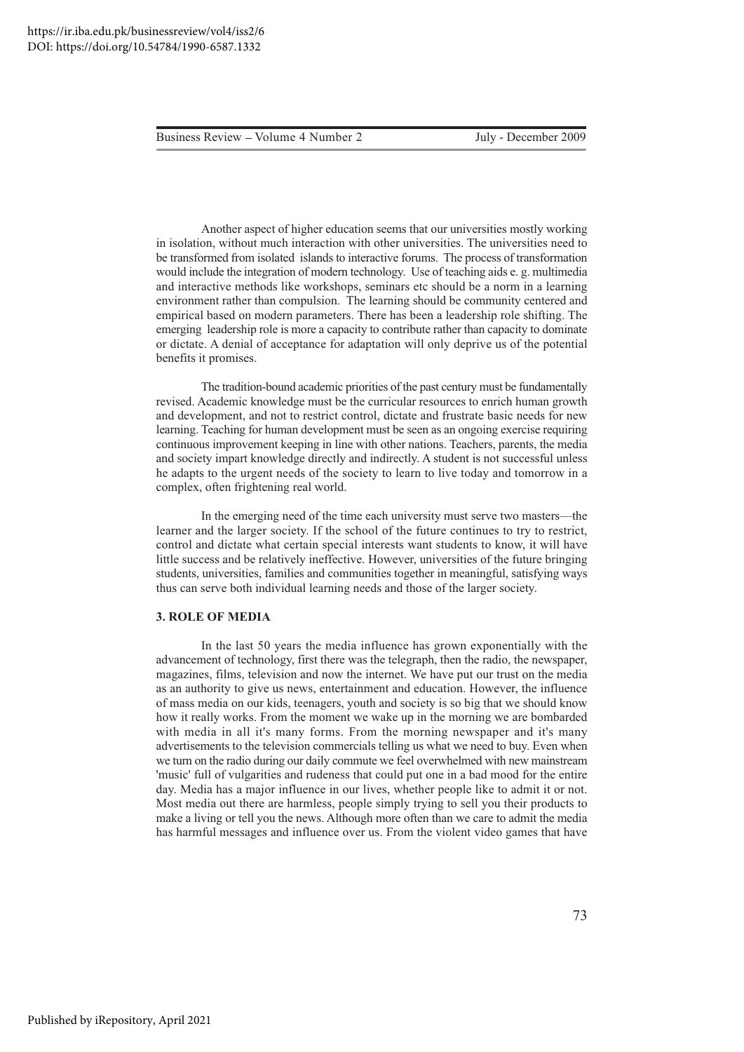Another aspect of higher education seems that our universities mostly working in isolation, without much interaction with other universities. The universities need to be transformed from isolated islands to interactive forums. The process of transformation would include the integration of modern technology. Use of teaching aids e. g. multimedia and interactive methods like workshops, seminars etc should be a norm in a learning environment rather than compulsion. The learning should be community centered and empirical based on modern parameters. There has been a leadership role shifting. The emerging leadership role is more a capacity to contribute rather than capacity to dominate or dictate. A denial of acceptance for adaptation will only deprive us of the potential benefits it promises.

The tradition-bound academic priorities of the past century must be fundamentally revised. Academic knowledge must be the curricular resources to enrich human growth and development, and not to restrict control, dictate and frustrate basic needs for new learning. Teaching for human development must be seen as an ongoing exercise requiring continuous improvement keeping in line with other nations. Teachers, parents, the media and society impart knowledge directly and indirectly. A student is not successful unless he adapts to the urgent needs of the society to learn to live today and tomorrow in a complex, often frightening real world.

In the emerging need of the time each university must serve two masters—the learner and the larger society. If the school of the future continues to try to restrict, control and dictate what certain special interests want students to know, it will have little success and be relatively ineffective. However, universities of the future bringing students, universities, families and communities together in meaningful, satisfying ways thus can serve both individual learning needs and those of the larger society.

## 3. ROLE OF MEDIA

In the last 50 years the media influence has grown exponentially with the advancement of technology, first there was the telegraph, then the radio, the newspaper, magazines, films, television and now the internet. We have put our trust on the media as an authority to give us news, entertainment and education. However, the influence of mass media on our kids, teenagers, youth and society is so big that we should know how it really works. From the moment we wake up in the morning we are bombarded with media in all it's many forms. From the morning newspaper and it's many advertisements to the television commercials telling us what we need to buy. Even when we turn on the radio during our daily commute we feel overwhelmed with new mainstream 'music' full of vulgarities and rudeness that could put one in a bad mood for the entire day. Media has a major influence in our lives, whether people like to admit it or not. Most media out there are harmless, people simply trying to sell you their products to make a living or tell you the news. Although more often than we care to admit the media has harmful messages and influence over us. From the violent video games that have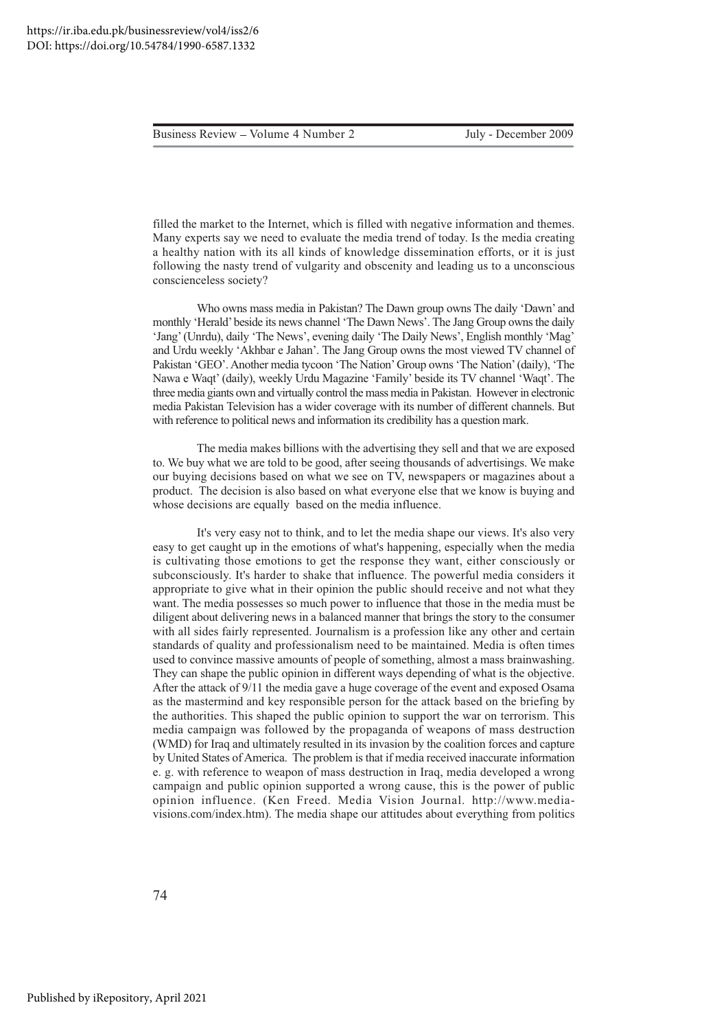filled the market to the Internet, which is filled with negative information and themes. Many experts say we need to evaluate the media trend of today. Is the media creating a healthy nation with its all kinds of knowledge dissemination efforts, or it is just following the nasty trend of vulgarity and obscenity and leading us to a unconscious conscienceless society?

Who owns mass media in Pakistan? The Dawn group owns The daily 'Dawn' and monthly 'Herald' beside its news channel 'The Dawn News'. The Jang Group owns the daily 'Jang' (Unrdu), daily 'The News', evening daily 'The Daily News', English monthly 'Mag' and Urdu weekly 'Akhbar e Jahan'. The Jang Group owns the most viewed TV channel of Pakistan 'GEO'. Another media tycoon 'The Nation' Group owns 'The Nation' (daily), 'The Nawa e Waqt' (daily), weekly Urdu Magazine 'Family' beside its TV channel 'Waqt'. The three media giants own and virtually control the mass media in Pakistan. However in electronic media Pakistan Television has a wider coverage with its number of different channels. But with reference to political news and information its credibility has a question mark.

The media makes billions with the advertising they sell and that we are exposed to. We buy what we are told to be good, after seeing thousands of advertisings. We make our buying decisions based on what we see on TV, newspapers or magazines about a product. The decision is also based on what everyone else that we know is buying and whose decisions are equally based on the media influence.

It's very easy not to think, and to let the media shape our views. It's also very easy to get caught up in the emotions of what's happening, especially when the media is cultivating those emotions to get the response they want, either consciously or subconsciously. It's harder to shake that influence. The powerful media considers it appropriate to give what in their opinion the public should receive and not what they want. The media possesses so much power to influence that those in the media must be diligent about delivering news in a balanced manner that brings the story to the consumer with all sides fairly represented. Journalism is a profession like any other and certain standards of quality and professionalism need to be maintained. Media is often times used to convince massive amounts of people of something, almost a mass brainwashing. They can shape the public opinion in different ways depending of what is the objective. After the attack of 9/11 the media gave a huge coverage of the event and exposed Osama as the mastermind and key responsible person for the attack based on the briefing by the authorities. This shaped the public opinion to support the war on terrorism. This media campaign was followed by the propaganda of weapons of mass destruction (WMD) for Iraq and ultimately resulted in its invasion by the coalition forces and capture by United States of America. The problem is that if media received inaccurate information e. g. with reference to weapon of mass destruction in Iraq, media developed a wrong campaign and public opinion supported a wrong cause, this is the power of public opinion influence. (Ken Freed. Media Vision Journal. http://www.media-visions.com/index.htm). The media shape our attitudes about everything from politics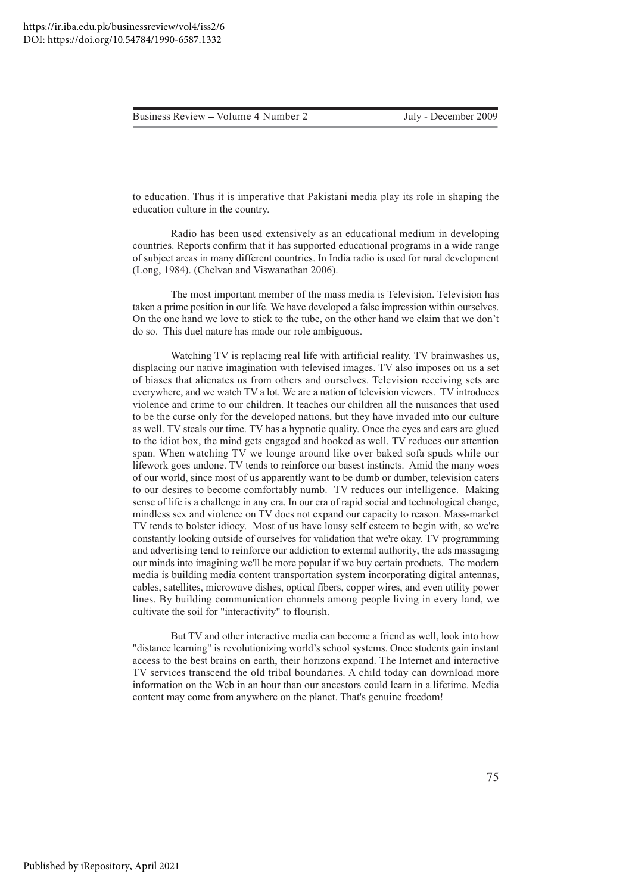to education. Thus it is imperative that Pakistani media play its role in shaping the education culture in the country.

Radio has been used extensively as an educational medium in developing countries. Reports confirm that it has supported educational programs in a wide range of subject areas in many different countries. In India radio is used for rural development (Long, 1984). (Chelvan and Viswanathan 2006).

The most important member of the mass media is Television. Television has taken a prime position in our life. We have developed a false impression within ourselves. On the one hand we love to stick to the tube, on the other hand we claim that we don't do so. This duel nature has made our role ambiguous.

Watching TV is replacing real life with artificial reality. TV brainwashes us, displacing our native imagination with televised images. TV also imposes on us a set of biases that alienates us from others and ourselves. Television receiving sets are everywhere, and we watch TV a lot. We are a nation of television viewers. TV introduces violence and crime to our children. It teaches our children all the nuisances that used to be the curse only for the developed nations, but they have invaded into our culture as well. TV steals our time. TV has a hypnotic quality. Once the eyes and ears are glued to the idiot box, the mind gets engaged and hooked as well. TV reduces our attention span. When watching TV we lounge around like over baked sofa spuds while our lifework goes undone. TV tends to reinforce our basest instincts. Amid the many woes of our world, since most of us apparently want to be dumb or dumber, television caters to our desires to become comfortably numb. TV reduces our intelligence. Making sense of life is a challenge in any era. In our era of rapid social and technological change, mindless sex and violence on TV does not expand our capacity to reason. Mass-market TV tends to bolster idiocy. Most of us have lousy self esteem to begin with, so we're constantly looking outside of ourselves for validation that we're okay. TV programming and advertising tend to reinforce our addiction to external authority, the ads massaging our minds into imagining we'll be more popular if we buy certain products. The modern media is building media content transportation system incorporating digital antennas, cables, satellites, microwave dishes, optical fibers, copper wires, and even utility power lines. By building communication channels among people living in every land, we cultivate the soil for "interactivity" to flourish.

But TV and other interactive media can become a friend as well, look into how "distance learning" is revolutionizing world's school systems. Once students gain instant access to the best brains on earth, their horizons expand. The Internet and interactive TV services transcend the old tribal boundaries. A child today can download more information on the Web in an hour than our ancestors could learn in a lifetime. Media content may come from anywhere on the planet. That's genuine freedom!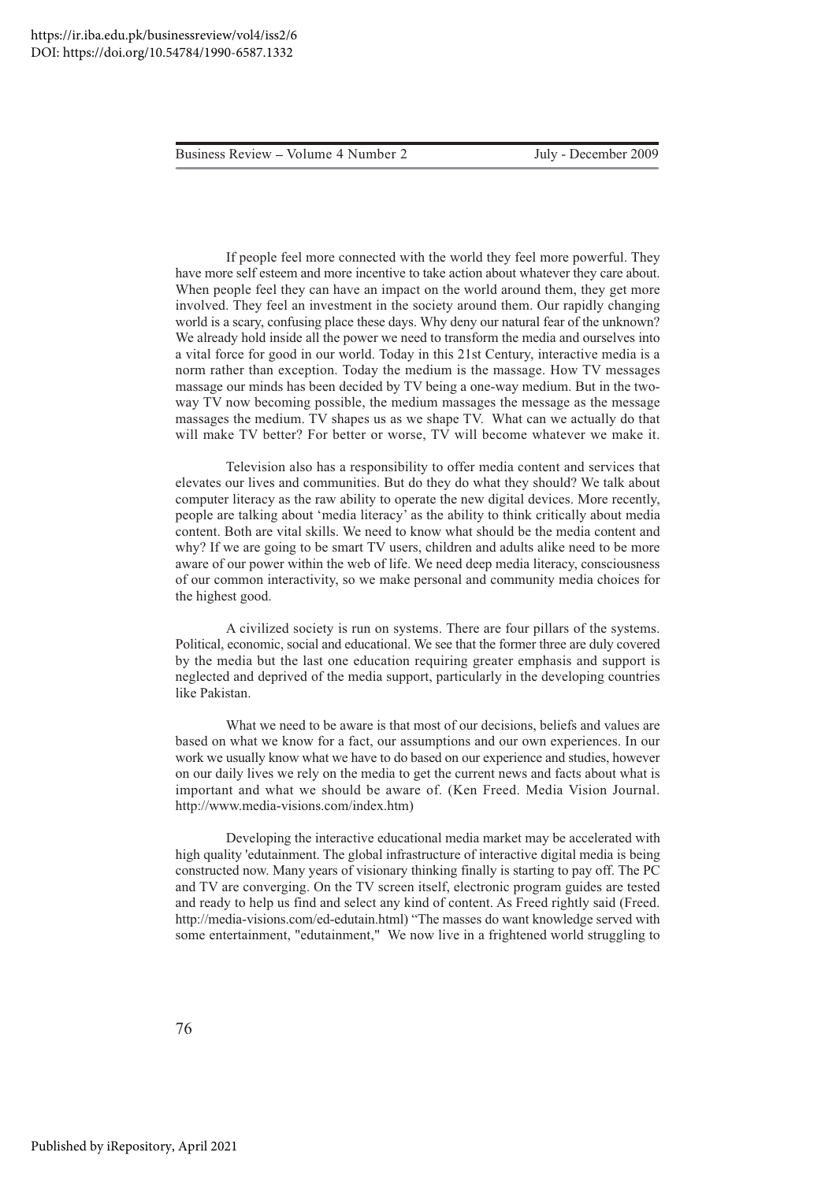If people feel more connected with the world they feel more powerful. They have more self esteem and more incentive to take action about whatever they care about. When people feel they can have an impact on the world around them, they get more involved. They feel an investment in the society around them. Our rapidly changing world is a scary, confusing place these days. Why deny our natural fear of the unknown? We already hold inside all the power we need to transform the media and ourselves into a vital force for good in our world. Today in this 21st Century, interactive media is a norm rather than exception. Today the medium is the massage. How TV messages massage our minds has been decided by TV being a one-way medium. But in the two-way TV now becoming possible, the medium massages the message as the message massages the medium. TV shapes us as we shape TV. What can we actually do that will make TV better? For better or worse, TV will become whatever we make it.

Television also has a responsibility to offer media content and services that elevates our lives and communities. But do they do what they should? We talk about computer literacy as the raw ability to operate the new digital devices. More recently, people are talking about 'media literacy' as the ability to think critically about media content. Both are vital skills. We need to know what should be the media content and why? If we are going to be smart TV users, children and adults alike need to be more aware of our power within the web of life. We need deep media literacy, consciousness of our common interactivity, so we make personal and community media choices for the highest good.

A civilized society is run on systems. There are four pillars of the systems. Political, economic, social and educational. We see that the former three are duly covered by the media but the last one education requiring greater emphasis and support is neglected and deprived of the media support, particularly in the developing countries like Pakistan.

What we need to be aware is that most of our decisions, beliefs and values are based on what we know for a fact, our assumptions and our own experiences. In our work we usually know what we have to do based on our experience and studies, however on our daily lives we rely on the media to get the current news and facts about what is important and what we should be aware of. (Ken Freed. Media Vision Journal. http://www.media-visions.com/index.htm)

Developing the interactive educational media market may be accelerated with high quality 'edutainment. The global infrastructure of interactive digital media is being constructed now. Many years of visionary thinking finally is starting to pay off. The PC and TV are converging. On the TV screen itself, electronic program guides are tested and ready to help us find and select any kind of content. As Freed rightly said (Freed. http://media-visions.com/ed-edutain.html) "The masses do want knowledge served with some entertainment, "edutainment," We now live in a frightened world struggling to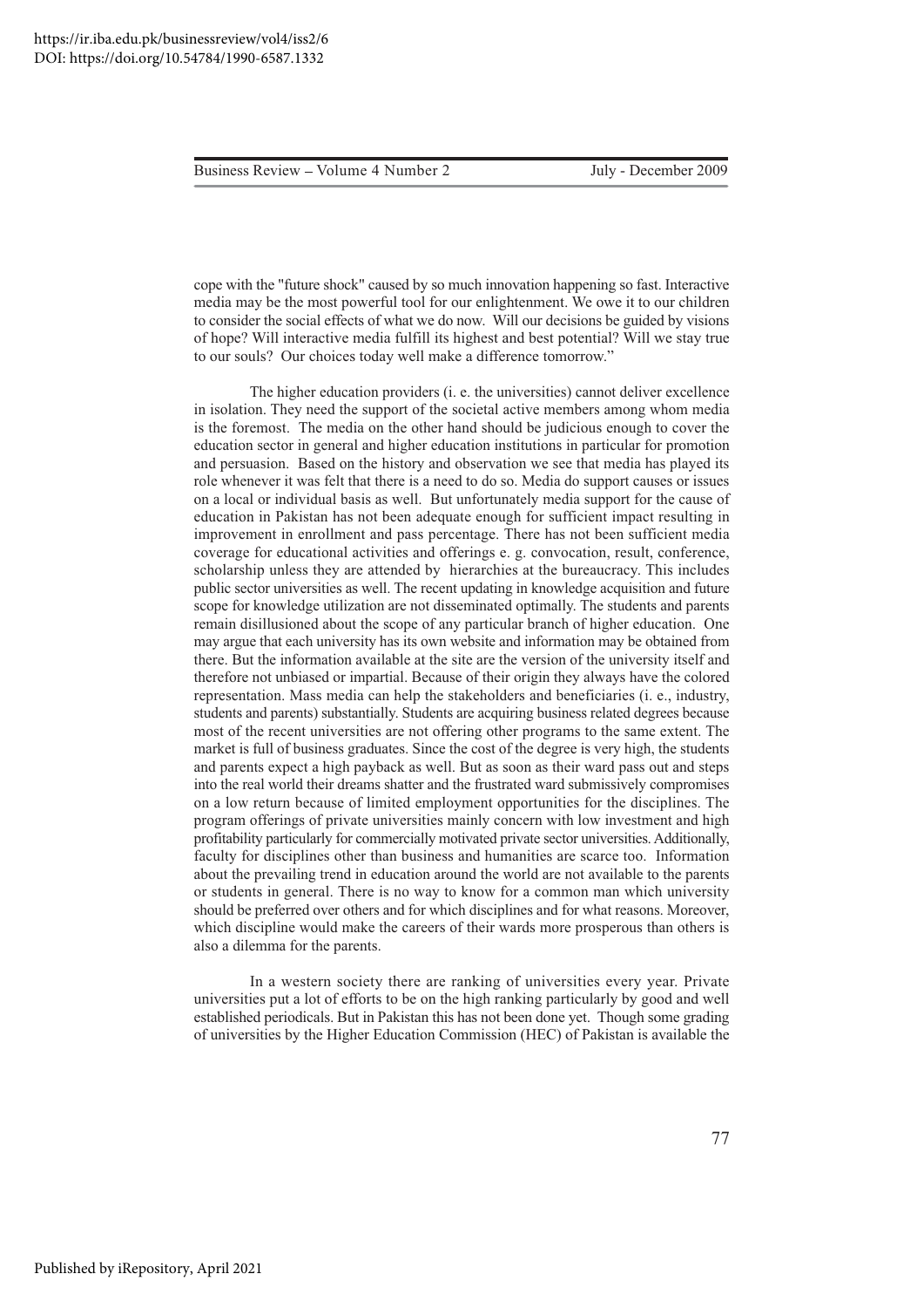cope with the "future shock" caused by so much innovation happening so fast. Interactive media may be the most powerful tool for our enlightenment. We owe it to our children to consider the social effects of what we do now. Will our decisions be guided by visions of hope? Will interactive media fulfill its highest and best potential? Will we stay true to our souls? Our choices today well make a difference tomorrow."

The higher education providers (i. e. the universities) cannot deliver excellence in isolation. They need the support of the societal active members among whom media is the foremost. The media on the other hand should be judicious enough to cover the education sector in general and higher education institutions in particular for promotion and persuasion. Based on the history and observation we see that media has played its role whenever it was felt that there is a need to do so. Media do support causes or issues on a local or individual basis as well. But unfortunately media support for the cause of education in Pakistan has not been adequate enough for sufficient impact resulting in improvement in enrollment and pass percentage. There has not been sufficient media coverage for educational activities and offerings e. g. convocation, result, conference, scholarship unless they are attended by hierarchies at the bureaucracy. This includes public sector universities as well. The recent updating in knowledge acquisition and future scope for knowledge utilization are not disseminated optimally. The students and parents remain disillusioned about the scope of any particular branch of higher education. One may argue that each university has its own website and information may be obtained from there. But the information available at the site are the version of the university itself and therefore not unbiased or impartial. Because of their origin they always have the colored representation. Mass media can help the stakeholders and beneficiaries (i. e., industry, students and parents) substantially. Students are acquiring business related degrees because most of the recent universities are not offering other programs to the same extent. The market is full of business graduates. Since the cost of the degree is very high, the students and parents expect a high payback as well. But as soon as their ward pass out and steps into the real world their dreams shatter and the frustrated ward submissively compromises on a low return because of limited employment opportunities for the disciplines. The program offerings of private universities mainly concern with low investment and high profitability particularly for commercially motivated private sector universities. Additionally, faculty for disciplines other than business and humanities are scarce too. Information about the prevailing trend in education around the world are not available to the parents or students in general. There is no way to know for a common man which university should be preferred over others and for which disciplines and for what reasons. Moreover, which discipline would make the careers of their wards more prosperous than others is also a dilemma for the parents.

In a western society there are ranking of universities every year. Private universities put a lot of efforts to be on the high ranking particularly by good and well established periodicals. But in Pakistan this has not been done yet. Though some grading of universities by the Higher Education Commission (HEC) of Pakistan is available the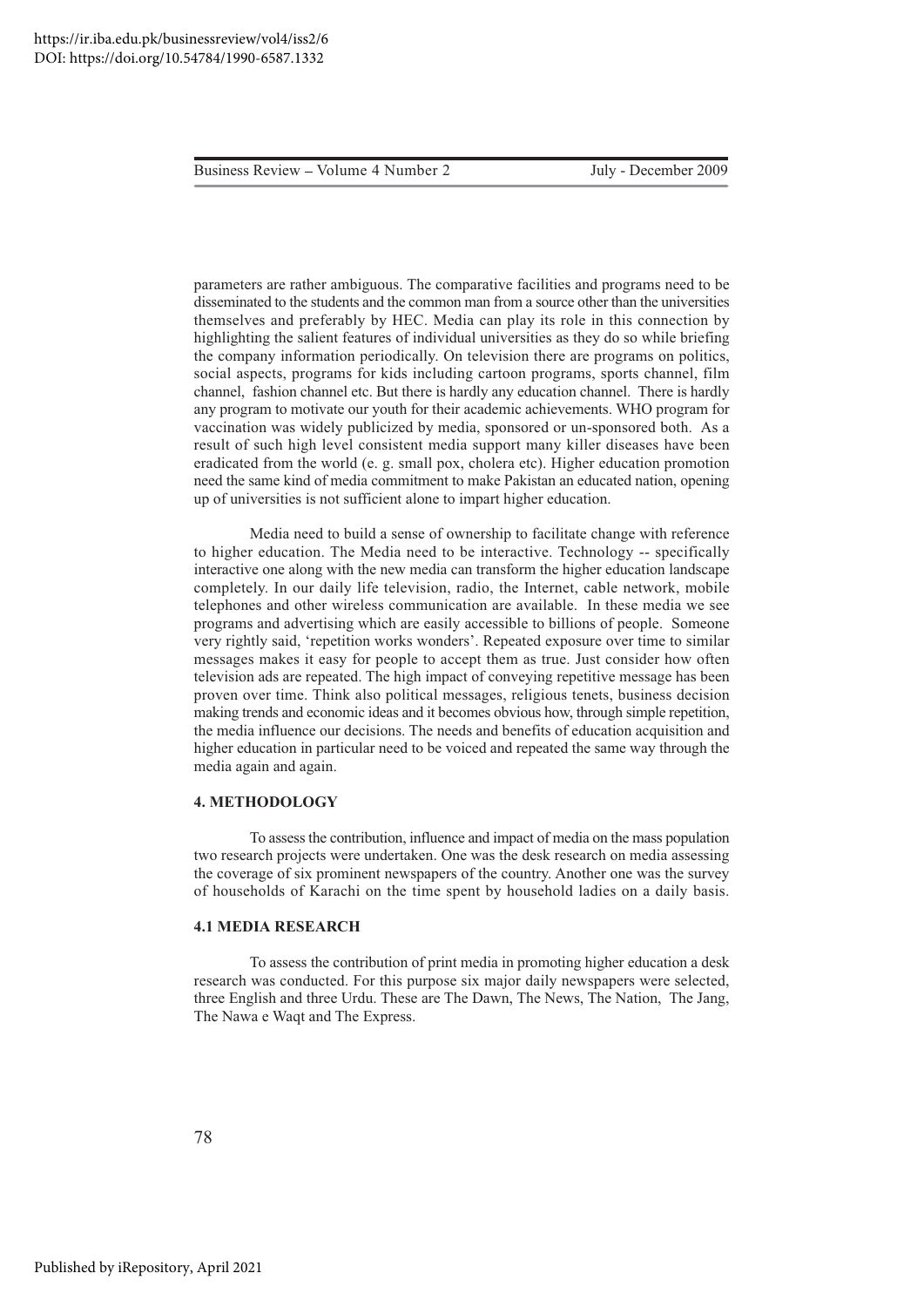parameters are rather ambiguous. The comparative facilities and programs need to be disseminated to the students and the common man from a source other than the universities themselves and preferably by HEC. Media can play its role in this connection by highlighting the salient features of individual universities as they do so while briefing the company information periodically. On television there are programs on politics, social aspects, programs for kids including cartoon programs, sports channel, film channel, fashion channel etc. But there is hardly any education channel. There is hardly any program to motivate our youth for their academic achievements. WHO program for vaccination was widely publicized by media, sponsored or un-sponsored both. As a result of such high level consistent media support many killer diseases have been eradicated from the world (e. g. small pox, cholera etc). Higher education promotion need the same kind of media commitment to make Pakistan an educated nation, opening up of universities is not sufficient alone to impart higher education.

Media need to build a sense of ownership to facilitate change with reference to higher education. The Media need to be interactive. Technology -- specifically interactive one along with the new media can transform the higher education landscape completely. In our daily life television, radio, the Internet, cable network, mobile telephones and other wireless communication are available. In these media we see programs and advertising which are easily accessible to billions of people. Someone very rightly said, 'repetition works wonders'. Repeated exposure over time to similar messages makes it easy for people to accept them as true. Just consider how often television ads are repeated. The high impact of conveying repetitive message has been proven over time. Think also political messages, religious tenets, business decision making trends and economic ideas and it becomes obvious how, through simple repetition, the media influence our decisions. The needs and benefits of education acquisition and higher education in particular need to be voiced and repeated the same way through the media again and again.

## 4. METHODOLOGY

To assess the contribution, influence and impact of media on the mass population two research projects were undertaken. One was the desk research on media assessing the coverage of six prominent newspapers of the country. Another one was the survey of households of Karachi on the time spent by household ladies on a daily basis.

### 4.1 MEDIA RESEARCH

To assess the contribution of print media in promoting higher education a desk research was conducted. For this purpose six major daily newspapers were selected, three English and three Urdu. These are The Dawn, The News, The Nation, The Jang, The Nawa e Waqt and The Express.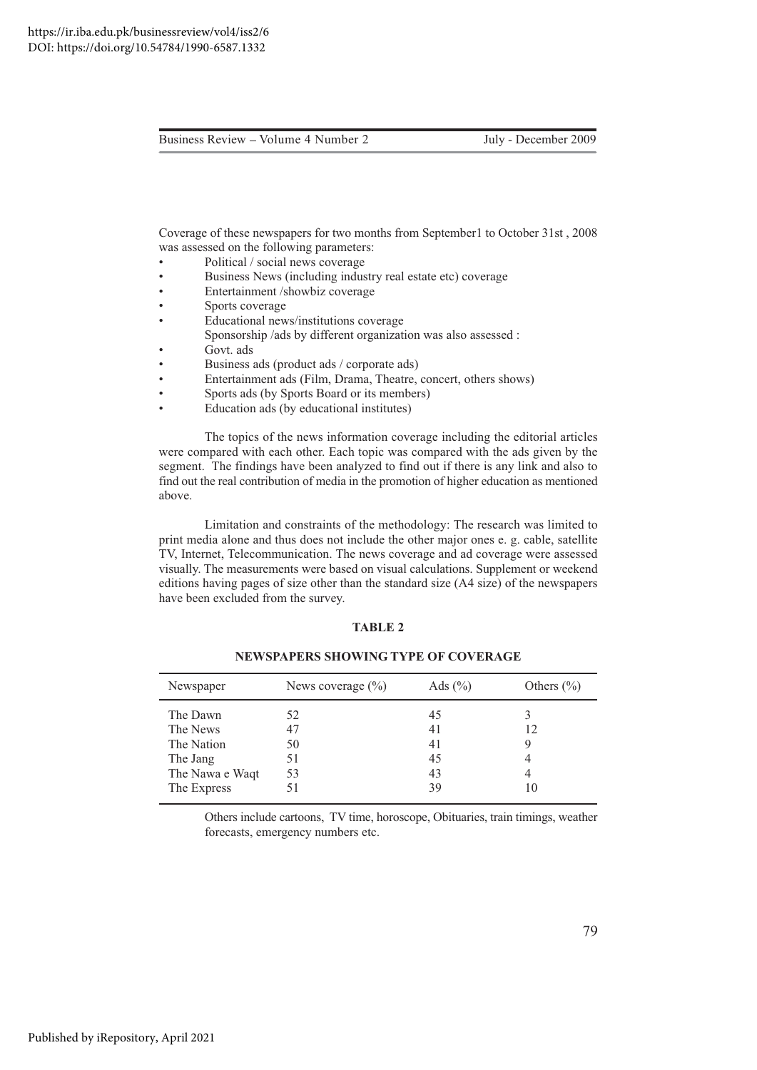Coverage of these newspapers for two months from September1 to October 31st , 2008 was assessed on the following parameters:

- Political / social news coverage
- Business News (including industry real estate etc) coverage
- Entertainment /showbiz coverage
- Sports coverage
- Educational news/institutions coverage

Sponsorship /ads by different organization was also assessed :

- Govt. ads
- Business ads (product ads / corporate ads)
- Entertainment ads (Film, Drama, Theatre, concert, others shows)
- Sports ads (by Sports Board or its members)
- Education ads (by educational institutes)

The topics of the news information coverage including the editorial articles were compared with each other. Each topic was compared with the ads given by the segment. The findings have been analyzed to find out if there is any link and also to find out the real contribution of media in the promotion of higher education as mentioned above.

Limitation and constraints of the methodology: The research was limited to print media alone and thus does not include the other major ones e. g. cable, satellite TV, Internet, Telecommunication. The news coverage and ad coverage were assessed visually. The measurements were based on visual calculations. Supplement or weekend editions having pages of size other than the standard size (A4 size) of the newspapers have been excluded from the survey.

**TABLE 2**

**NEWSPAPERS SHOWING TYPE OF COVERAGE**

| Newspaper | News coverage (%) | Ads (%) | Others (%) |
|---|---|---|---|
| The Dawn | 52 | 45 | 3 |
| The News | 47 | 41 | 12 |
| The Nation | 50 | 41 | 9 |
| The Jang | 51 | 45 | 4 |
| The Nawa e Waqt | 53 | 43 | 4 |
| The Express | 51 | 39 | 10 |

Others include cartoons, TV time, horoscope, Obituaries, train timings, weather forecasts, emergency numbers etc.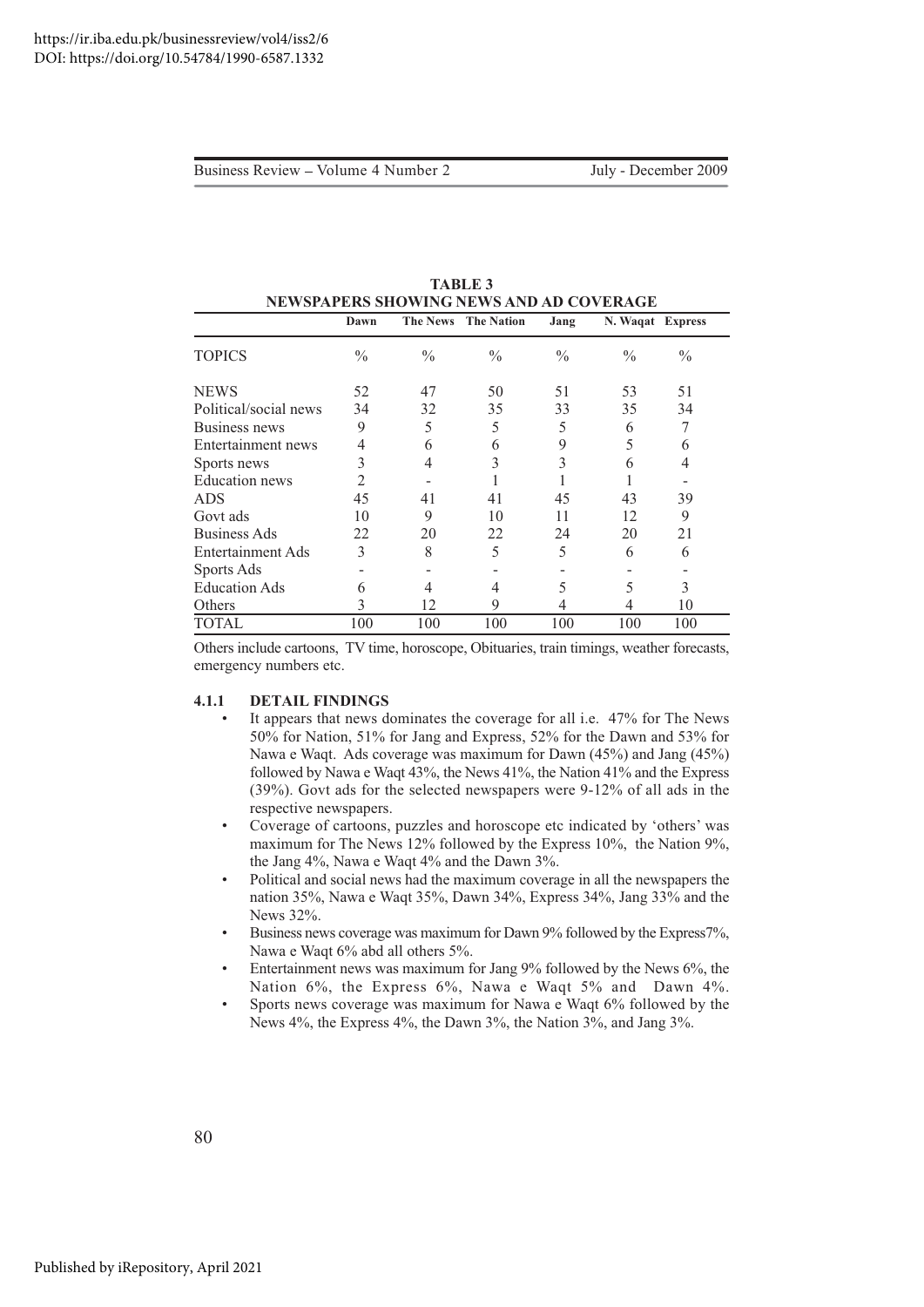**TABLE 3**
**NEWSPAPERS SHOWING NEWS AND AD COVERAGE**

| | Dawn | The News | The Nation | Jang | N. Waqat | Express |
|---|---|---|---|---|---|---|
| TOPICS | % | % | % | % | % | % |
| NEWS | 52 | 47 | 50 | 51 | 53 | 51 |
| Political/social news | 34 | 32 | 35 | 33 | 35 | 34 |
| Business news | 9 | 5 | 5 | 5 | 6 | 7 |
| Entertainment news | 4 | 6 | 6 | 9 | 5 | 6 |
| Sports news | 3 | 4 | 3 | 3 | 6 | 4 |
| Education news | 2 | - | 1 | 1 | 1 | - |
| ADS | 45 | 41 | 41 | 45 | 43 | 39 |
| Govt ads | 10 | 9 | 10 | 11 | 12 | 9 |
| Business Ads | 22 | 20 | 22 | 24 | 20 | 21 |
| Entertainment Ads | 3 | 8 | 5 | 5 | 6 | 6 |
| Sports Ads | - | - | - | - | - | - |
| Education Ads | 6 | 4 | 4 | 5 | 5 | 3 |
| Others | 3 | 12 | 9 | 4 | 4 | 10 |
| TOTAL | 100 | 100 | 100 | 100 | 100 | 100 |

Others include cartoons, TV time, horoscope, Obituaries, train timings, weather forecasts, emergency numbers etc.

### 4.1.1 DETAIL FINDINGS

- It appears that news dominates the coverage for all i.e. 47% for The News 50% for Nation, 51% for Jang and Express, 52% for the Dawn and 53% for Nawa e Waqt. Ads coverage was maximum for Dawn (45%) and Jang (45%) followed by Nawa e Waqt 43%, the News 41%, the Nation 41% and the Express (39%). Govt ads for the selected newspapers were 9-12% of all ads in the respective newspapers.
- Coverage of cartoons, puzzles and horoscope etc indicated by 'others' was maximum for The News 12% followed by the Express 10%, the Nation 9%, the Jang 4%, Nawa e Waqt 4% and the Dawn 3%.
- Political and social news had the maximum coverage in all the newspapers the nation 35%, Nawa e Waqt 35%, Dawn 34%, Express 34%, Jang 33% and the News 32%.
- Business news coverage was maximum for Dawn 9% followed by the Express7%, Nawa e Waqt 6% abd all others 5%.
- Entertainment news was maximum for Jang 9% followed by the News 6%, the Nation 6%, the Express 6%, Nawa e Waqt 5% and Dawn 4%.
- Sports news coverage was maximum for Nawa e Waqt 6% followed by the News 4%, the Express 4%, the Dawn 3%, the Nation 3%, and Jang 3%.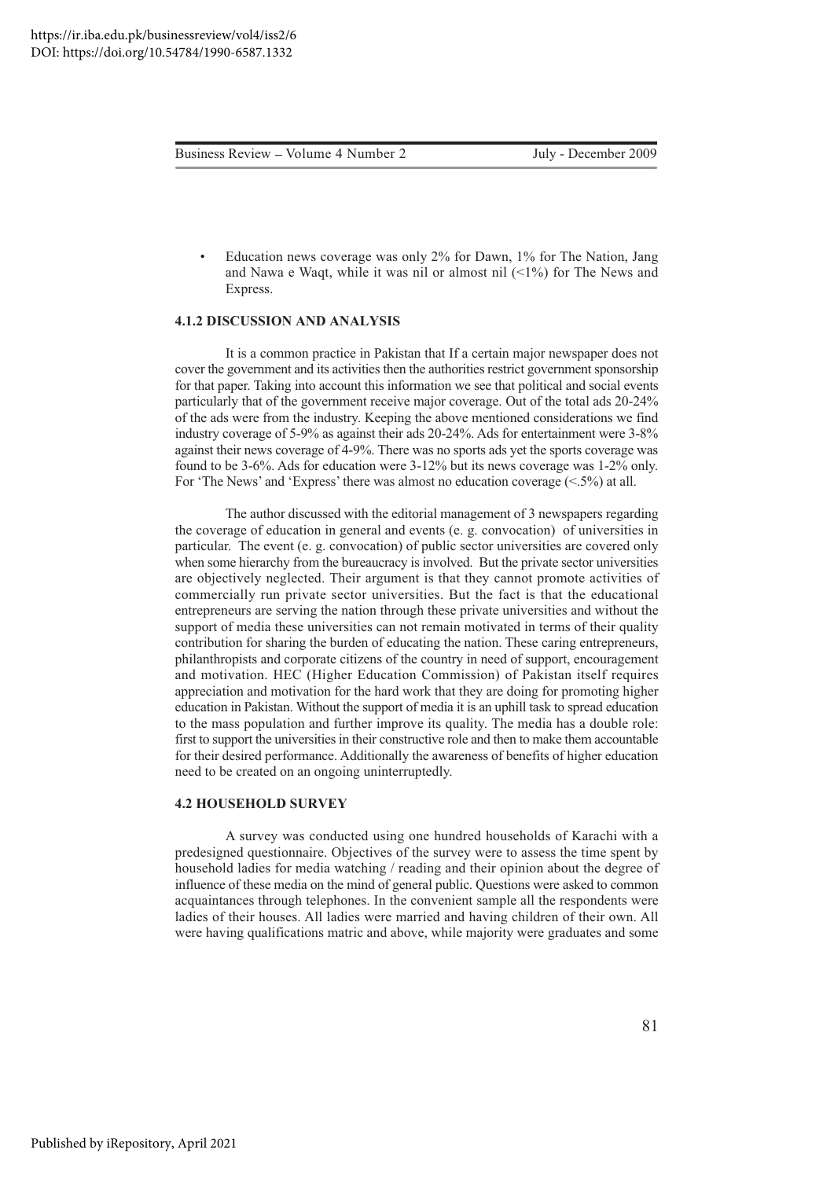- Education news coverage was only 2% for Dawn, 1% for The Nation, Jang and Nawa e Waqt, while it was nil or almost nil (<1%) for The News and Express.

### 4.1.2 DISCUSSION AND ANALYSIS

It is a common practice in Pakistan that If a certain major newspaper does not cover the government and its activities then the authorities restrict government sponsorship for that paper. Taking into account this information we see that political and social events particularly that of the government receive major coverage. Out of the total ads 20-24% of the ads were from the industry. Keeping the above mentioned considerations we find industry coverage of 5-9% as against their ads 20-24%. Ads for entertainment were 3-8% against their news coverage of 4-9%. There was no sports ads yet the sports coverage was found to be 3-6%. Ads for education were 3-12% but its news coverage was 1-2% only. For 'The News' and 'Express' there was almost no education coverage (<.5%) at all.

The author discussed with the editorial management of 3 newspapers regarding the coverage of education in general and events (e. g. convocation) of universities in particular. The event (e. g. convocation) of public sector universities are covered only when some hierarchy from the bureaucracy is involved. But the private sector universities are objectively neglected. Their argument is that they cannot promote activities of commercially run private sector universities. But the fact is that the educational entrepreneurs are serving the nation through these private universities and without the support of media these universities can not remain motivated in terms of their quality contribution for sharing the burden of educating the nation. These caring entrepreneurs, philanthropists and corporate citizens of the country in need of support, encouragement and motivation. HEC (Higher Education Commission) of Pakistan itself requires appreciation and motivation for the hard work that they are doing for promoting higher education in Pakistan. Without the support of media it is an uphill task to spread education to the mass population and further improve its quality. The media has a double role: first to support the universities in their constructive role and then to make them accountable for their desired performance. Additionally the awareness of benefits of higher education need to be created on an ongoing uninterruptedly.

### 4.2 HOUSEHOLD SURVEY

A survey was conducted using one hundred households of Karachi with a predesigned questionnaire. Objectives of the survey were to assess the time spent by household ladies for media watching / reading and their opinion about the degree of influence of these media on the mind of general public. Questions were asked to common acquaintances through telephones. In the convenient sample all the respondents were ladies of their houses. All ladies were married and having children of their own. All were having qualifications matric and above, while majority were graduates and some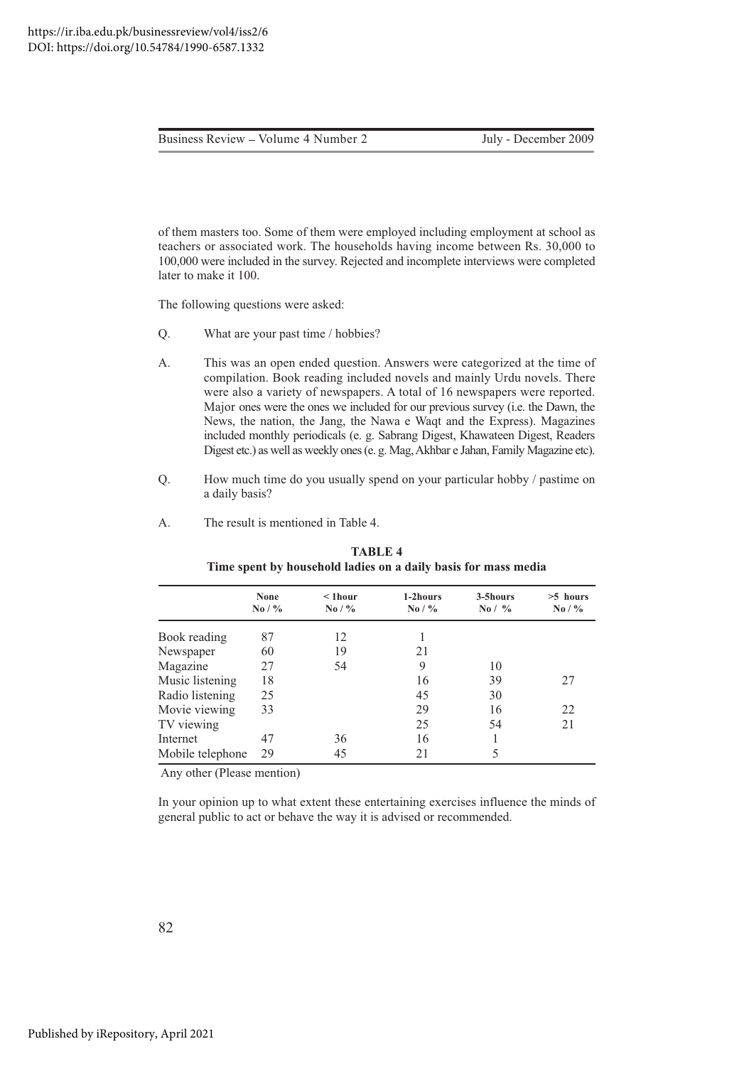of them masters too. Some of them were employed including employment at school as teachers or associated work. The households having income between Rs. 30,000 to 100,000 were included in the survey. Rejected and incomplete interviews were completed later to make it 100.

The following questions were asked:

Q. What are your past time / hobbies?

A. This was an open ended question. Answers were categorized at the time of compilation. Book reading included novels and mainly Urdu novels. There were also a variety of newspapers. A total of 16 newspapers were reported. Major ones were the ones we included for our previous survey (i.e. the Dawn, the News, the nation, the Jang, the Nawa e Waqt and the Express). Magazines included monthly periodicals (e. g. Sabrang Digest, Khawateen Digest, Readers Digest etc.) as well as weekly ones (e. g. Mag, Akhbar e Jahan, Family Magazine etc).

Q. How much time do you usually spend on your particular hobby / pastime on a daily basis?

A. The result is mentioned in Table 4.

**TABLE 4**
**Time spent by household ladies on a daily basis for mass media**

| | None No / % | < 1hour No / % | 1-2hours No / % | 3-5hours No / % | >5 hours No / % |
|---|---|---|---|---|---|
| Book reading | 87 | 12 | 1 | | |
| Newspaper | 60 | 19 | 21 | | |
| Magazine | 27 | 54 | 9 | 10 | |
| Music listening | 18 | | 16 | 39 | 27 |
| Radio listening | 25 | | 45 | 30 | |
| Movie viewing | 33 | | 29 | 16 | 22 |
| TV viewing | | | 25 | 54 | 21 |
| Internet | 47 | 36 | 16 | 1 | |
| Mobile telephone | 29 | 45 | 21 | 5 | |

Any other (Please mention)

In your opinion up to what extent these entertaining exercises influence the minds of general public to act or behave the way it is advised or recommended.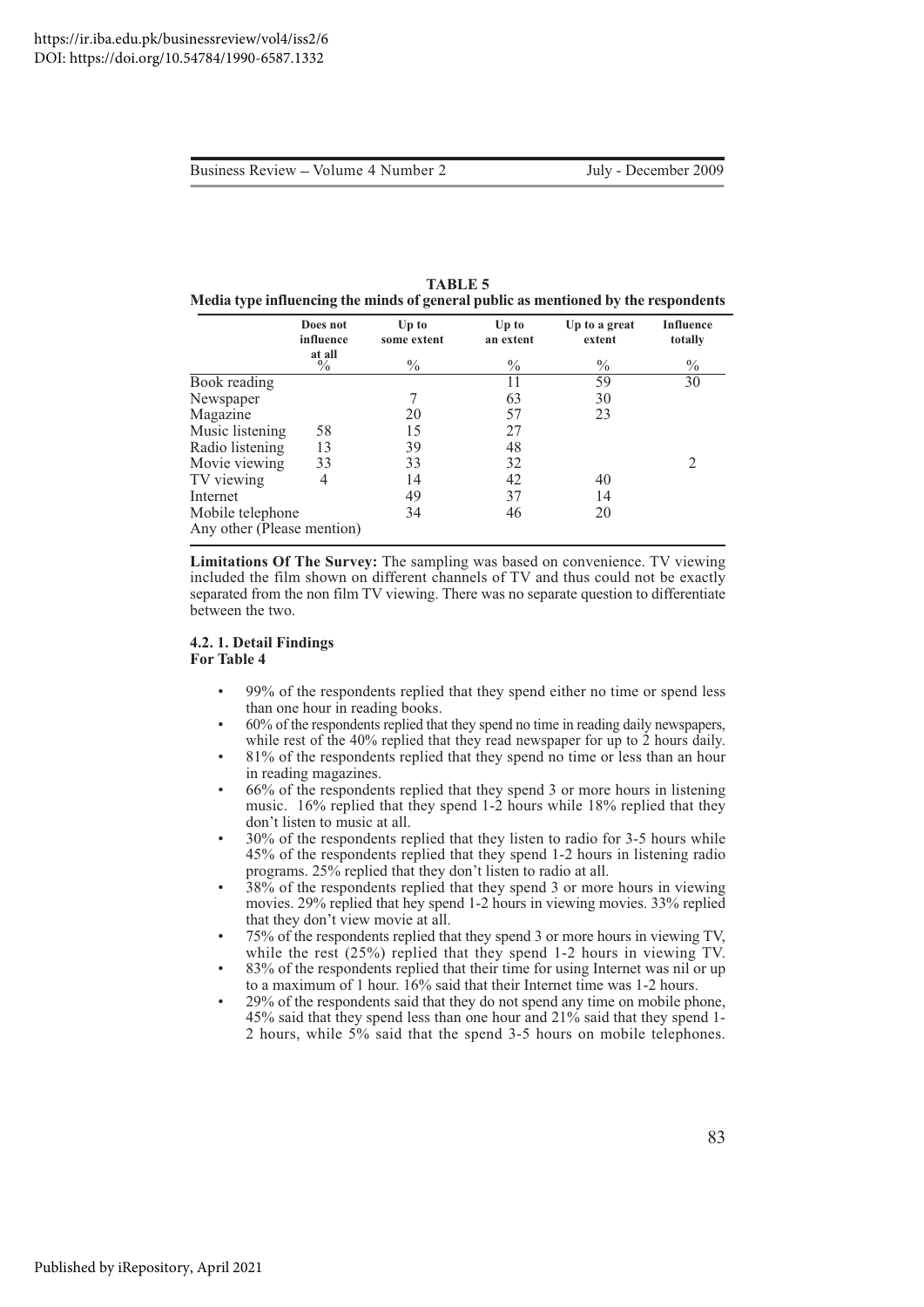**TABLE 5**
**Media type influencing the minds of general public as mentioned by the respondents**

| | Does not influence at all % | Up to some extent % | Up to an extent % | Up to a great extent % | Influence totally % |
|---|---|---|---|---|---|
| Book reading | | | 11 | 59 | 30 |
| Newspaper | | 7 | 63 | 30 | |
| Magazine | | 20 | 57 | 23 | |
| Music listening | 58 | 15 | 27 | | |
| Radio listening | 13 | 39 | 48 | | |
| Movie viewing | 33 | 33 | 32 | | 2 |
| TV viewing | 4 | 14 | 42 | 40 | |
| Internet | | 49 | 37 | 14 | |
| Mobile telephone | | 34 | 46 | 20 | |
| Any other (Please mention) | | | | | |

**Limitations Of The Survey:** The sampling was based on convenience. TV viewing included the film shown on different channels of TV and thus could not be exactly separated from the non film TV viewing. There was no separate question to differentiate between the two.

#### 4.2. 1. Detail Findings For Table 4

- 99% of the respondents replied that they spend either no time or spend less than one hour in reading books.
- 60% of the respondents replied that they spend no time in reading daily newspapers, while rest of the 40% replied that they read newspaper for up to 2 hours daily.
- 81% of the respondents replied that they spend no time or less than an hour in reading magazines.
- 66% of the respondents replied that they spend 3 or more hours in listening music. 16% replied that they spend 1-2 hours while 18% replied that they don't listen to music at all.
- 30% of the respondents replied that they listen to radio for 3-5 hours while 45% of the respondents replied that they spend 1-2 hours in listening radio programs. 25% replied that they don't listen to radio at all.
- 38% of the respondents replied that they spend 3 or more hours in viewing movies. 29% replied that hey spend 1-2 hours in viewing movies. 33% replied that they don't view movie at all.
- 75% of the respondents replied that they spend 3 or more hours in viewing TV, while the rest (25%) replied that they spend 1-2 hours in viewing TV.
- 83% of the respondents replied that their time for using Internet was nil or up to a maximum of 1 hour. 16% said that their Internet time was 1-2 hours.
- 29% of the respondents said that they do not spend any time on mobile phone, 45% said that they spend less than one hour and 21% said that they spend 1-2 hours, while 5% said that the spend 3-5 hours on mobile telephones.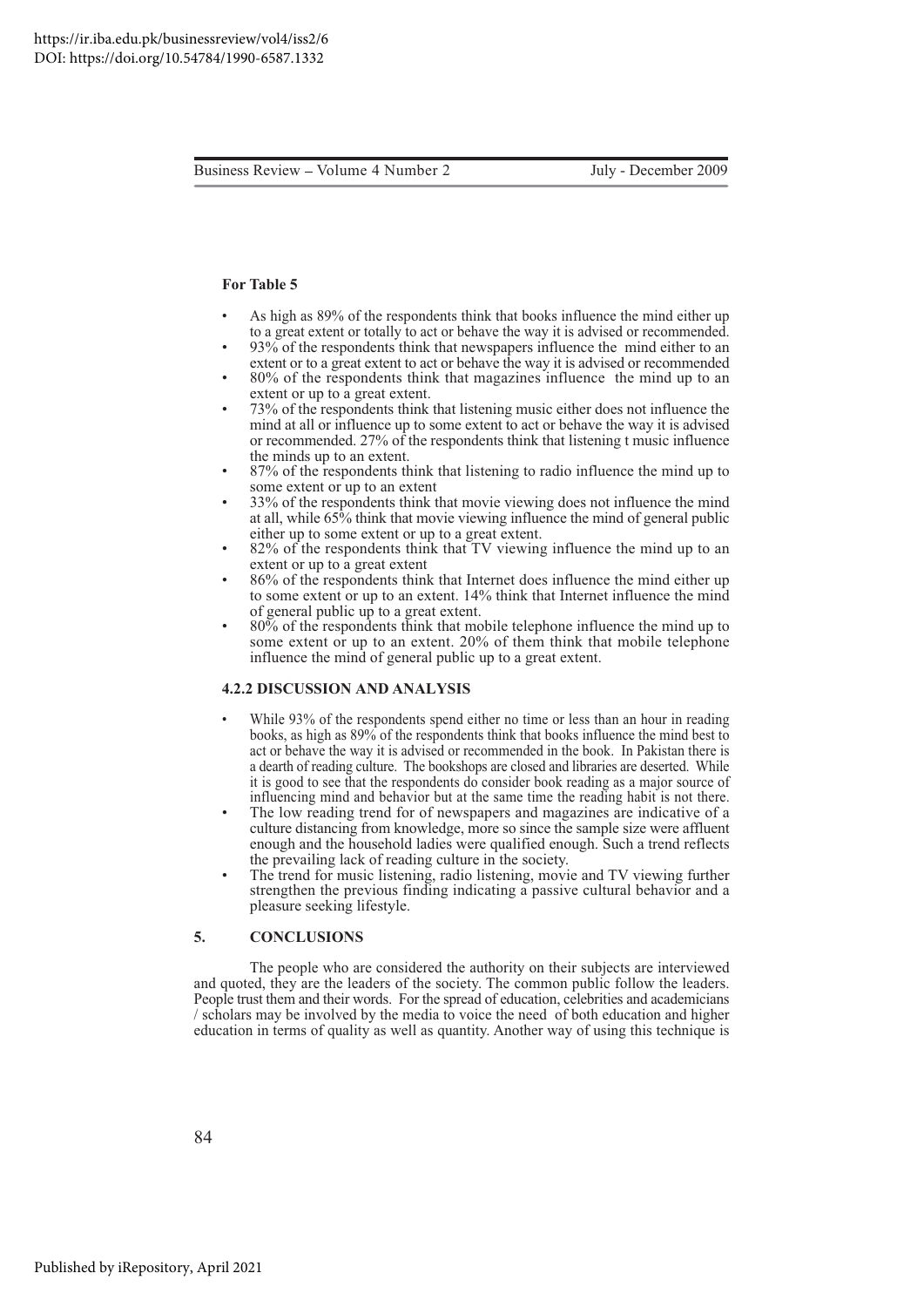**For Table 5**

- As high as 89% of the respondents think that books influence the mind either up to a great extent or totally to act or behave the way it is advised or recommended.
- 93% of the respondents think that newspapers influence the mind either to an extent or to a great extent to act or behave the way it is advised or recommended
- 80% of the respondents think that magazines influence the mind up to an extent or up to a great extent.
- 73% of the respondents think that listening music either does not influence the mind at all or influence up to some extent to act or behave the way it is advised or recommended. 27% of the respondents think that listening t music influence the minds up to an extent.
- 87% of the respondents think that listening to radio influence the mind up to some extent or up to an extent
- 33% of the respondents think that movie viewing does not influence the mind at all, while 65% think that movie viewing influence the mind of general public either up to some extent or up to a great extent.
- 82% of the respondents think that TV viewing influence the mind up to an extent or up to a great extent
- 86% of the respondents think that Internet does influence the mind either up to some extent or up to an extent. 14% think that Internet influence the mind of general public up to a great extent.
- 80% of the respondents think that mobile telephone influence the mind up to some extent or up to an extent. 20% of them think that mobile telephone influence the mind of general public up to a great extent.

### 4.2.2 DISCUSSION AND ANALYSIS

- While 93% of the respondents spend either no time or less than an hour in reading books, as high as 89% of the respondents think that books influence the mind best to act or behave the way it is advised or recommended in the book. In Pakistan there is a dearth of reading culture. The bookshops are closed and libraries are deserted. While it is good to see that the respondents do consider book reading as a major source of influencing mind and behavior but at the same time the reading habit is not there.
- The low reading trend for of newspapers and magazines are indicative of a culture distancing from knowledge, more so since the sample size were affluent enough and the household ladies were qualified enough. Such a trend reflects the prevailing lack of reading culture in the society.
- The trend for music listening, radio listening, movie and TV viewing further strengthen the previous finding indicating a passive cultural behavior and a pleasure seeking lifestyle.

## 5. CONCLUSIONS

The people who are considered the authority on their subjects are interviewed and quoted, they are the leaders of the society. The common public follow the leaders. People trust them and their words. For the spread of education, celebrities and academicians / scholars may be involved by the media to voice the need of both education and higher education in terms of quality as well as quantity. Another way of using this technique is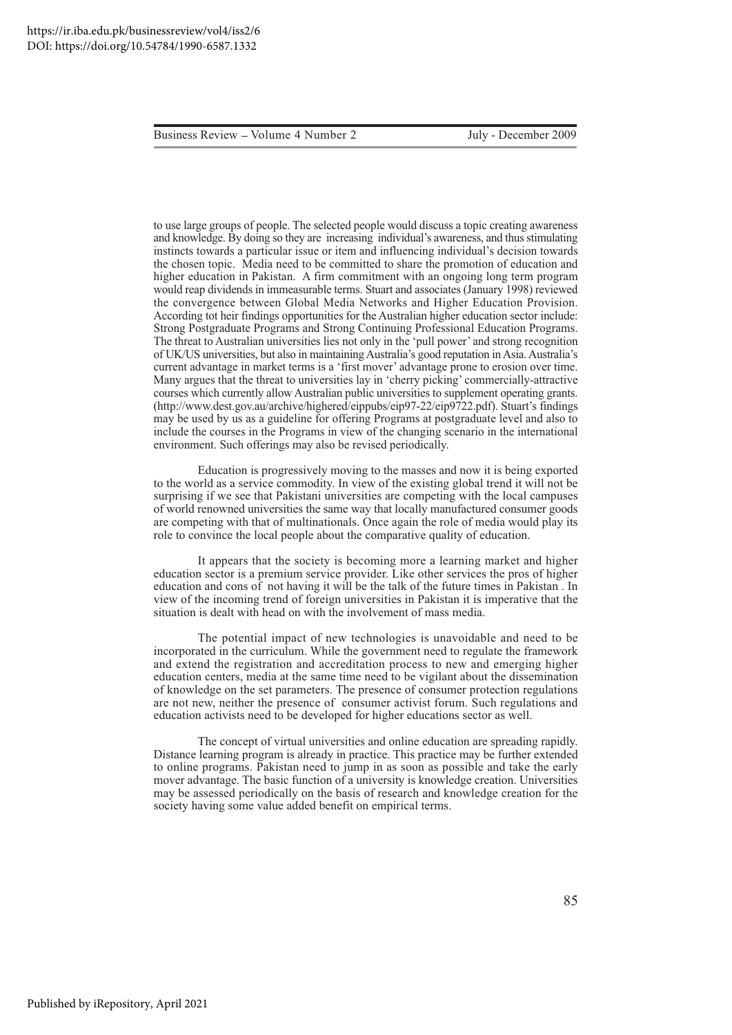to use large groups of people. The selected people would discuss a topic creating awareness and knowledge. By doing so they are increasing individual's awareness, and thus stimulating instincts towards a particular issue or item and influencing individual's decision towards the chosen topic. Media need to be committed to share the promotion of education and higher education in Pakistan. A firm commitment with an ongoing long term program would reap dividends in immeasurable terms. Stuart and associates (January 1998) reviewed the convergence between Global Media Networks and Higher Education Provision. According tot heir findings opportunities for the Australian higher education sector include: Strong Postgraduate Programs and Strong Continuing Professional Education Programs. The threat to Australian universities lies not only in the 'pull power' and strong recognition of UK/US universities, but also in maintaining Australia's good reputation in Asia. Australia's current advantage in market terms is a 'first mover' advantage prone to erosion over time. Many argues that the threat to universities lay in 'cherry picking' commercially-attractive courses which currently allow Australian public universities to supplement operating grants. (http://www.dest.gov.au/archive/highered/eippubs/eip97-22/eip9722.pdf). Stuart's findings may be used by us as a guideline for offering Programs at postgraduate level and also to include the courses in the Programs in view of the changing scenario in the international environment. Such offerings may also be revised periodically.

Education is progressively moving to the masses and now it is being exported to the world as a service commodity. In view of the existing global trend it will not be surprising if we see that Pakistani universities are competing with the local campuses of world renowned universities the same way that locally manufactured consumer goods are competing with that of multinationals. Once again the role of media would play its role to convince the local people about the comparative quality of education.

It appears that the society is becoming more a learning market and higher education sector is a premium service provider. Like other services the pros of higher education and cons of not having it will be the talk of the future times in Pakistan . In view of the incoming trend of foreign universities in Pakistan it is imperative that the situation is dealt with head on with the involvement of mass media.

The potential impact of new technologies is unavoidable and need to be incorporated in the curriculum. While the government need to regulate the framework and extend the registration and accreditation process to new and emerging higher education centers, media at the same time need to be vigilant about the dissemination of knowledge on the set parameters. The presence of consumer protection regulations are not new, neither the presence of consumer activist forum. Such regulations and education activists need to be developed for higher educations sector as well.

The concept of virtual universities and online education are spreading rapidly. Distance learning program is already in practice. This practice may be further extended to online programs. Pakistan need to jump in as soon as possible and take the early mover advantage. The basic function of a university is knowledge creation. Universities may be assessed periodically on the basis of research and knowledge creation for the society having some value added benefit on empirical terms.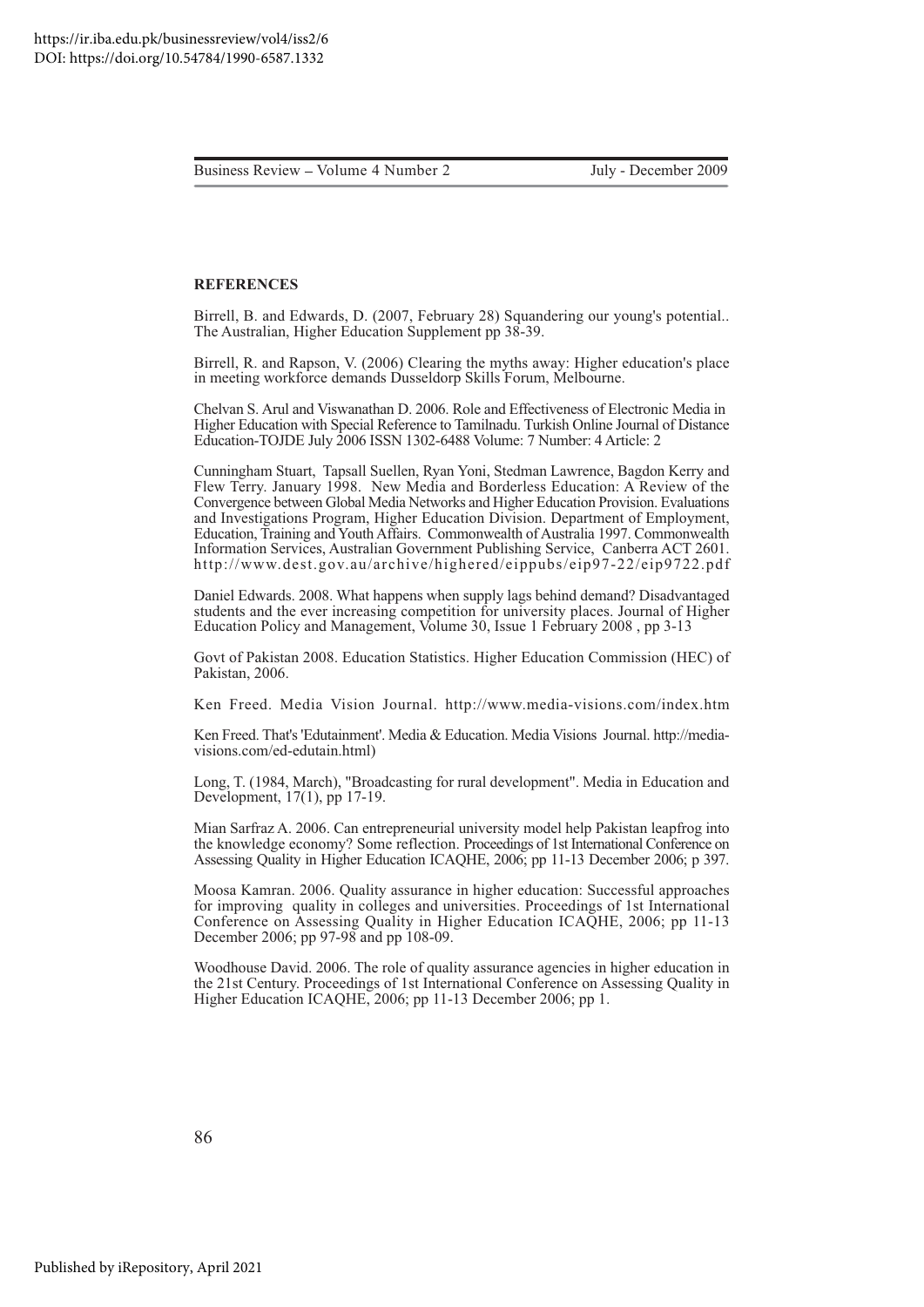**REFERENCES**

Birrell, B. and Edwards, D. (2007, February 28) Squandering our young's potential.. The Australian, Higher Education Supplement pp 38-39.

Birrell, R. and Rapson, V. (2006) Clearing the myths away: Higher education's place in meeting workforce demands Dusseldorp Skills Forum, Melbourne.

Chelvan S. Arul and Viswanathan D. 2006. Role and Effectiveness of Electronic Media in Higher Education with Special Reference to Tamilnadu. Turkish Online Journal of Distance Education-TOJDE July 2006 ISSN 1302-6488 Volume: 7 Number: 4 Article: 2

Cunningham Stuart, Tapsall Suellen, Ryan Yoni, Stedman Lawrence, Bagdon Kerry and Flew Terry. January 1998. New Media and Borderless Education: A Review of the Convergence between Global Media Networks and Higher Education Provision. Evaluations and Investigations Program, Higher Education Division. Department of Employment, Education, Training and Youth Affairs. Commonwealth of Australia 1997. Commonwealth Information Services, Australian Government Publishing Service, Canberra ACT 2601. http://www.dest.gov.au/archive/highered/eippubs/eip97-22/eip9722.pdf

Daniel Edwards. 2008. What happens when supply lags behind demand? Disadvantaged students and the ever increasing competition for university places. Journal of Higher Education Policy and Management, Volume 30, Issue 1 February 2008 , pp 3-13

Govt of Pakistan 2008. Education Statistics. Higher Education Commission (HEC) of Pakistan, 2006.

Ken Freed. Media Vision Journal. http://www.media-visions.com/index.htm

Ken Freed. That's 'Edutainment'. Media & Education. Media Visions Journal. http://media-visions.com/ed-edutain.html)

Long, T. (1984, March), "Broadcasting for rural development". Media in Education and Development, 17(1), pp 17-19.

Mian Sarfraz A. 2006. Can entrepreneurial university model help Pakistan leapfrog into the knowledge economy? Some reflection. Proceedings of 1st International Conference on Assessing Quality in Higher Education ICAQHE, 2006; pp 11-13 December 2006; p 397.

Moosa Kamran. 2006. Quality assurance in higher education: Successful approaches for improving quality in colleges and universities. Proceedings of 1st International Conference on Assessing Quality in Higher Education ICAQHE, 2006; pp 11-13 December 2006; pp 97-98 and pp 108-09.

Woodhouse David. 2006. The role of quality assurance agencies in higher education in the 21st Century. Proceedings of 1st International Conference on Assessing Quality in Higher Education ICAQHE, 2006; pp 11-13 December 2006; pp 1.